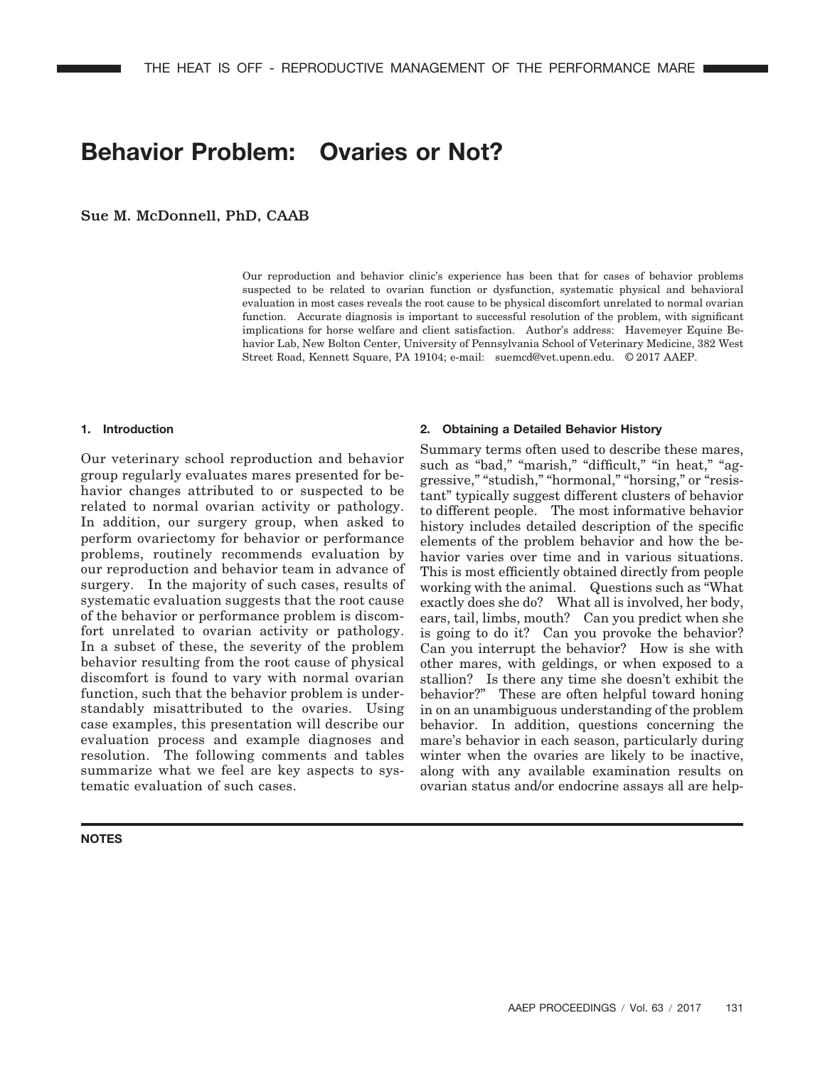# Behavior Problem: Ovaries or Not?

**Sue M. McDonnell, PhD, CAAB**

Our reproduction and behavior clinic's experience has been that for cases of behavior problems suspected to be related to ovarian function or dysfunction, systematic physical and behavioral evaluation in most cases reveals the root cause to be physical discomfort unrelated to normal ovarian function. Accurate diagnosis is important to successful resolution of the problem, with significant implications for horse welfare and client satisfaction. Author's address: Havemeyer Equine Behavior Lab, New Bolton Center, University of Pennsylvania School of Veterinary Medicine, 382 West Street Road, Kennett Square, PA 19104; e-mail: suemcd@vet.upenn.edu. © 2017 AAEP.

## 1. Introduction

Our veterinary school reproduction and behavior group regularly evaluates mares presented for behavior changes attributed to or suspected to be related to normal ovarian activity or pathology. In addition, our surgery group, when asked to perform ovariectomy for behavior or performance problems, routinely recommends evaluation by our reproduction and behavior team in advance of surgery. In the majority of such cases, results of systematic evaluation suggests that the root cause of the behavior or performance problem is discomfort unrelated to ovarian activity or pathology. In a subset of these, the severity of the problem behavior resulting from the root cause of physical discomfort is found to vary with normal ovarian function, such that the behavior problem is understandably misattributed to the ovaries. Using case examples, this presentation will describe our evaluation process and example diagnoses and resolution. The following comments and tables summarize what we feel are key aspects to systematic evaluation of such cases.

## 2. Obtaining a Detailed Behavior History

Summary terms often used to describe these mares, such as "bad," "marish," "difficult," "in heat," "aggressive," "studish," "hormonal," "horsing," or "resistant" typically suggest different clusters of behavior to different people. The most informative behavior history includes detailed description of the specific elements of the problem behavior and how the behavior varies over time and in various situations. This is most efficiently obtained directly from people working with the animal. Questions such as "What exactly does she do? What all is involved, her body, ears, tail, limbs, mouth? Can you predict when she is going to do it? Can you provoke the behavior? Can you interrupt the behavior? How is she with other mares, with geldings, or when exposed to a stallion? Is there any time she doesn't exhibit the behavior?" These are often helpful toward honing in on an unambiguous understanding of the problem behavior. In addition, questions concerning the mare's behavior in each season, particularly during winter when the ovaries are likely to be inactive, along with any available examination results on ovarian status and/or endocrine assays all are help-

**NOTES**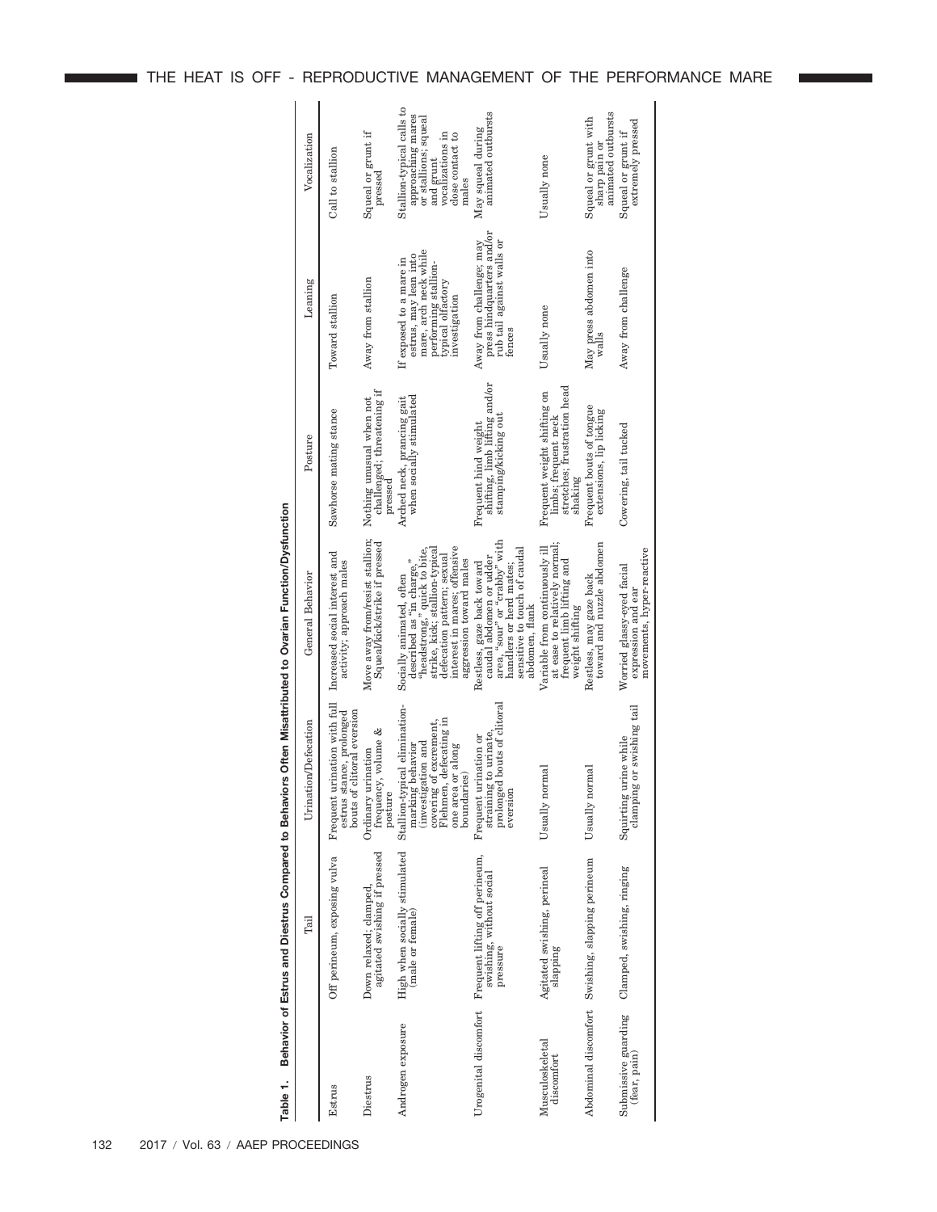Table 1. Behavior of Estrus and Diestrus Compared to Behaviors Often Misattributed to Ovarian Function/Dysfunction

| | Tail | Urination/Defecation | General Behavior | Posture | Leaning | Vocalization |
|---|---|---|---|---|---|---|
| Estrus | Off perineum, exposing vulva | Frequent urination with full estrus stance, prolonged bouts of clitoral eversion | Increased social interest and activity; approach males | Sawhorse mating stance | Toward stallion | Call to stallion |
| Diestrus | Down relaxed; clamped, agitated swishing if pressed | Ordinary urination frequency, volume & posture | Move away from/resist stallion; Squeal/kick/strike if pressed | Nothing unusual when not challenged; threatening if pressed | Away from stallion | Squeal or grunt if pressed |
| Androgen exposure | High when socially stimulated (male or female) | Stallion-typical elimination-marking behavior (investigation and covering of excrement, Flehmen, defecating in one area or along boundaries) | Socially animated, often described as "in charge," "headstrong," quick to bite, strike, kick; stallion-typical defecation pattern; sexual interest in mares; offensive aggression toward males | Arched neck, prancing gait when socially stimulated | If exposed to a mare in estrus, may lean into mare, arch neck while performing stallion-typical olfactory investigation | Stallion-typical calls to approaching mares or stallions; squeal and grunt vocalizations in close contact to males |
| Urogenital discomfort | Frequent lifting off perineum, swishing, without social pressure | Frequent urination or straining to urinate, prolonged bouts of clitoral eversion | Restless, gaze back toward caudal abdomen or udder area, "sour" or "crabby" with handlers or herd mates; sensitive to touch of caudal abdomen, flank | Frequent hind weight shifting, limb lifting and/or stamping/kicking out | Away from challenge; may press hindquarters and/or rub tail against walls or fences | May squeal during animated outbursts |
| Musculoskeletal discomfort | Agitated swishing, perineal slapping | Usually normal | Variable from continuously ill at ease to relatively normal; frequent limb lifting and weight shifting | Frequent weight shifting on limbs; frequent neck stretches; frustration head shaking | Usually none | Usually none |
| Abdominal discomfort | Swishing, slapping perineum | Usually normal | Restless, may gaze back toward and nuzzle abdomen | Frequent bouts of tongue extensions, lip licking | May press abdomen into walls | Squeal or grunt with sharp pain or animated outbursts |
| Submissive guarding (fear, pain) | Clamped, swishing, ringing | Squirting urine while clamping or swishing tail | Worried glassy-eyed facial expression and ear movements, hyper-reactive | Cowering, tail tucked | Away from challenge | Squeal or grunt if extremely pressed |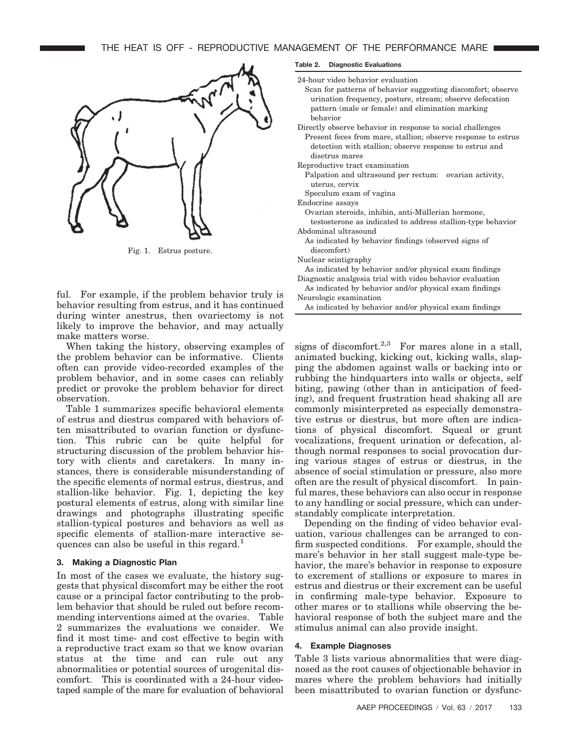Fig. 1. Estrus posture.

ful. For example, if the problem behavior truly is behavior resulting from estrus, and it has continued during winter anestrus, then ovariectomy is not likely to improve the behavior, and may actually make matters worse.

When taking the history, observing examples of the problem behavior can be informative. Clients often can provide video-recorded examples of the problem behavior, and in some cases can reliably predict or provoke the problem behavior for direct observation.

Table 1 summarizes specific behavioral elements of estrus and diestrus compared with behaviors often misattributed to ovarian function or dysfunction. This rubric can be quite helpful for structuring discussion of the problem behavior history with clients and caretakers. In many instances, there is considerable misunderstanding of the specific elements of normal estrus, diestrus, and stallion-like behavior. Fig. 1, depicting the key postural elements of estrus, along with similar line drawings and photographs illustrating specific stallion-typical postures and behaviors as well as specific elements of stallion-mare interactive sequences can also be useful in this regard.[1]

## 3. Making a Diagnostic Plan

In most of the cases we evaluate, the history suggests that physical discomfort may be either the root cause or a principal factor contributing to the problem behavior that should be ruled out before recommending interventions aimed at the ovaries. Table 2 summarizes the evaluations we consider. We find it most time- and cost effective to begin with a reproductive tract exam so that we know ovarian status at the time and can rule out any abnormalities or potential sources of urogenital discomfort. This is coordinated with a 24-hour videotaped sample of the mare for evaluation of behavioral signs of discomfort.[2,3] For mares alone in a stall, animated bucking, kicking out, kicking walls, slapping the abdomen against walls or backing into or rubbing the hindquarters into walls or objects, self biting, pawing (other than in anticipation of feeding), and frequent frustration head shaking all are commonly misinterpreted as especially demonstrative estrus or diestrus, but more often are indications of physical discomfort. Squeal or grunt vocalizations, frequent urination or defecation, although normal responses to social provocation during various stages of estrus or diestrus, in the absence of social stimulation or pressure, also more often are the result of physical discomfort. In painful mares, these behaviors can also occur in response to any handling or social pressure, which can understandably complicate interpretation.

**Table 2. Diagnostic Evaluations**

| |
|---|
| 24-hour video behavior evaluation |
| Scan for patterns of behavior suggesting discomfort; observe urination frequency, posture, stream; observe defecation pattern (male or female) and elimination marking behavior |
| Directly observe behavior in response to social challenges |
| Present feces from mare, stallion; observe response to estrus detection with stallion; observe response to estrus and disetrus mares |
| Reproductive tract examination |
| Palpation and ultrasound per rectum: ovarian activity, uterus, cervix |
| Speculum exam of vagina |
| Endocrine assays |
| Ovarian steroids, inhibin, anti-Müllerian hormone, testosterone as indicated to address stallion-type behavior |
| Abdominal ultrasound |
| As indicated by behavior findings (observed signs of discomfort) |
| Nuclear scintigraphy |
| As indicated by behavior and/or physical exam findings |
| Diagnostic analgesia trial with video behavior evaluation |
| As indicated by behavior and/or physical exam findings |
| Neurologic examination |
| As indicated by behavior and/or physical exam findings |

Depending on the finding of video behavior evaluation, various challenges can be arranged to confirm suspected conditions. For example, should the mare's behavior in her stall suggest male-type behavior, the mare's behavior in response to exposure to excrement of stallions or exposure to mares in estrus and diestrus or their excrement can be useful in confirming male-type behavior. Exposure to other mares or to stallions while observing the behavioral response of both the subject mare and the stimulus animal can also provide insight.

## 4. Example Diagnoses

Table 3 lists various abnormalities that were diagnosed as the root causes of objectionable behavior in mares where the problem behaviors had initially been misattributed to ovarian function or dysfunc-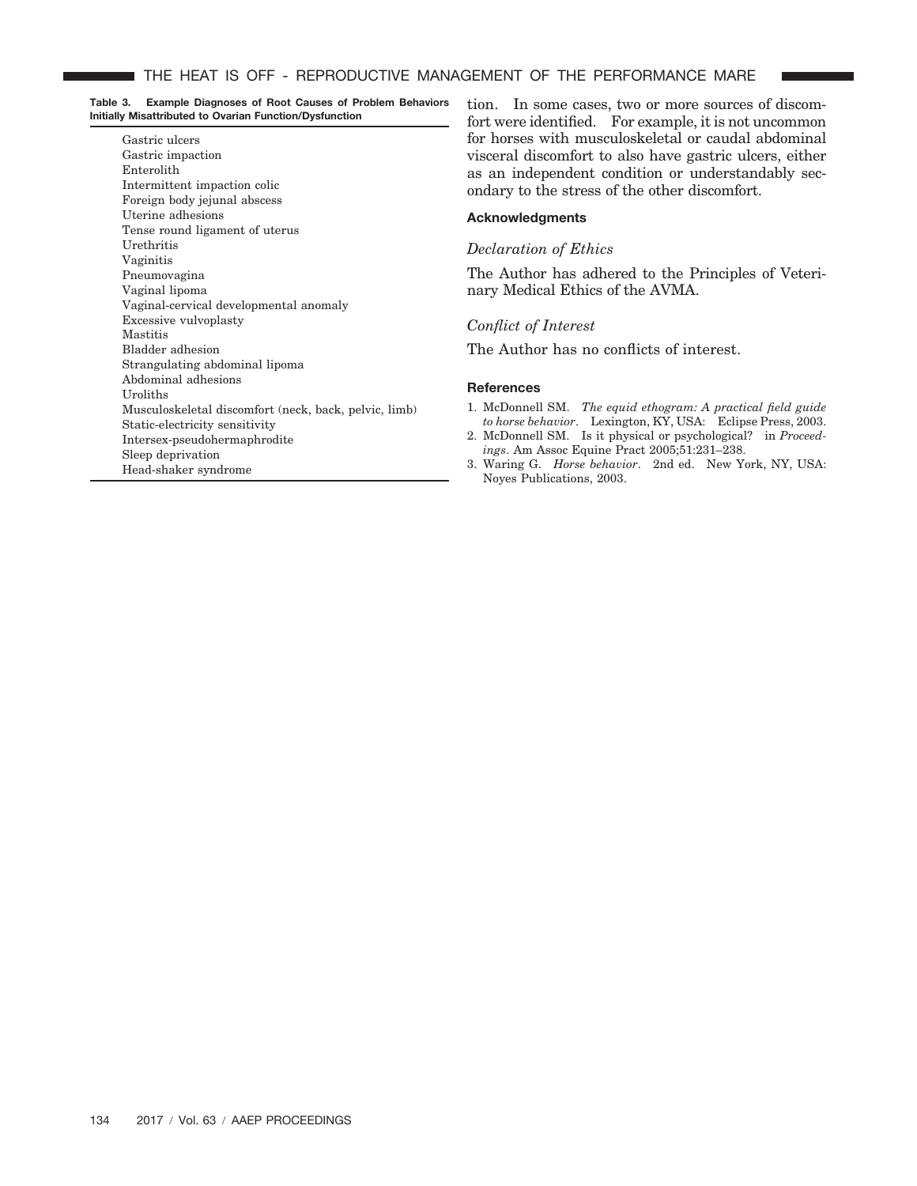**Table 3. Example Diagnoses of Root Causes of Problem Behaviors Initially Misattributed to Ovarian Function/Dysfunction**

| |
|---|
| Gastric ulcers |
| Gastric impaction |
| Enterolith |
| Intermittent impaction colic |
| Foreign body jejunal abscess |
| Uterine adhesions |
| Tense round ligament of uterus |
| Urethritis |
| Vaginitis |
| Pneumovagina |
| Vaginal lipoma |
| Vaginal-cervical developmental anomaly |
| Excessive vulvoplasty |
| Mastitis |
| Bladder adhesion |
| Strangulating abdominal lipoma |
| Abdominal adhesions |
| Uroliths |
| Musculoskeletal discomfort (neck, back, pelvic, limb) |
| Static-electricity sensitivity |
| Intersex-pseudohermaphrodite |
| Sleep deprivation |
| Head-shaker syndrome |

tion. In some cases, two or more sources of discomfort were identified. For example, it is not uncommon for horses with musculoskeletal or caudal abdominal visceral discomfort to also have gastric ulcers, either as an independent condition or understandably secondary to the stress of the other discomfort.

## Acknowledgments

### *Declaration of Ethics*

The Author has adhered to the Principles of Veterinary Medical Ethics of the AVMA.

### *Conflict of Interest*

The Author has no conflicts of interest.

## References

1. McDonnell SM. *The equid ethogram: A practical field guide to horse behavior*. Lexington, KY, USA: Eclipse Press, 2003.
2. McDonnell SM. Is it physical or psychological? in *Proceedings*. Am Assoc Equine Pract 2005;51:231–238.
3. Waring G. *Horse behavior*. 2nd ed. New York, NY, USA: Noyes Publications, 2003.